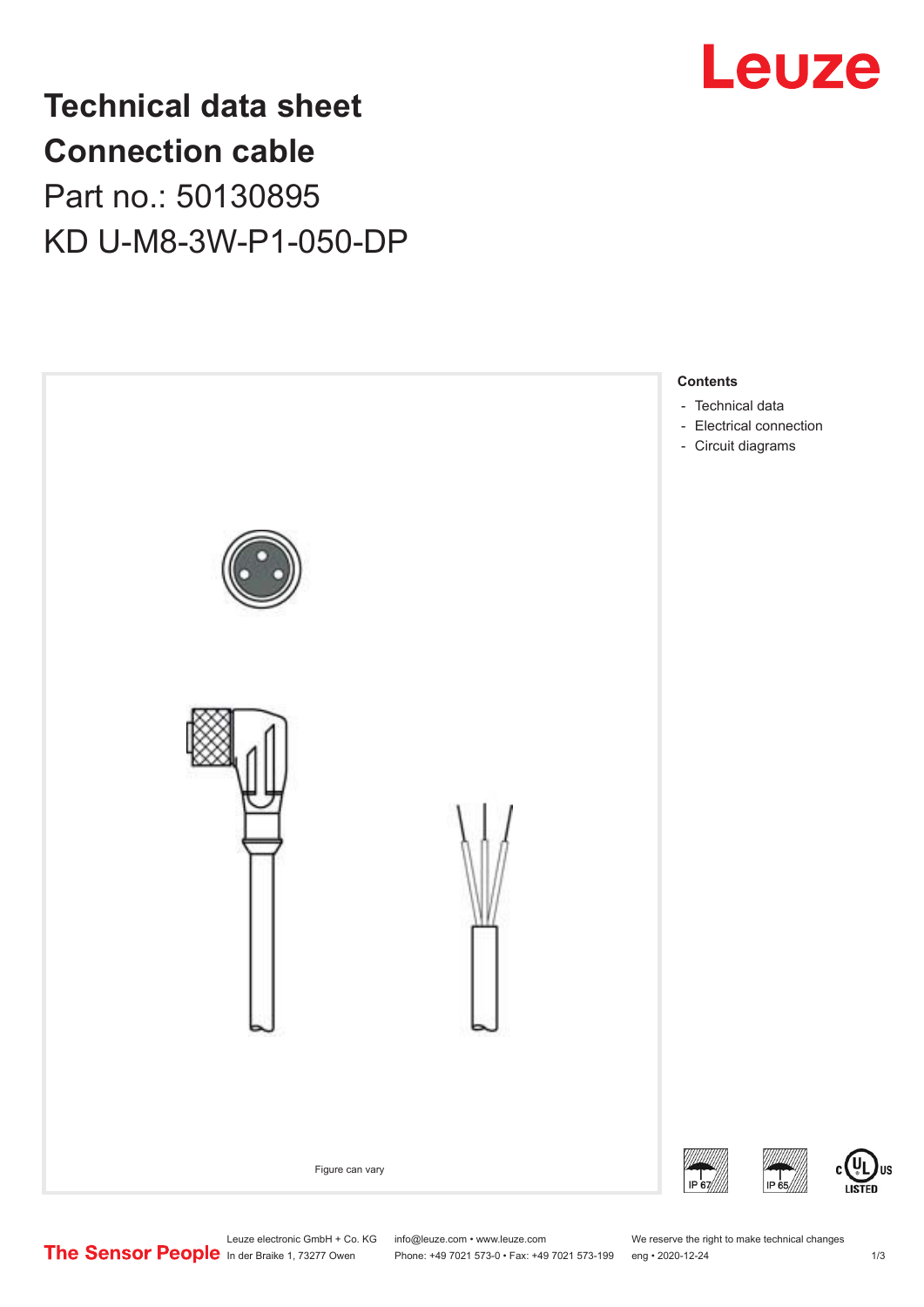# Technical data sheet
# Connection cable

## Part no.: 50130895

## KD U-M8-3W-P1-050-DP

Figure can vary

**Contents**

- Technical data
- Electrical connection
- Circuit diagrams

IP 67 IP 65

Leuze electronic GmbH + Co. KG
In der Braike 1, 73277 Owen

info@leuze.com • www.leuze.com
Phone: +49 7021 573-0 • Fax: +49 7021 573-199

We reserve the right to make technical changes
eng • 2020-12-24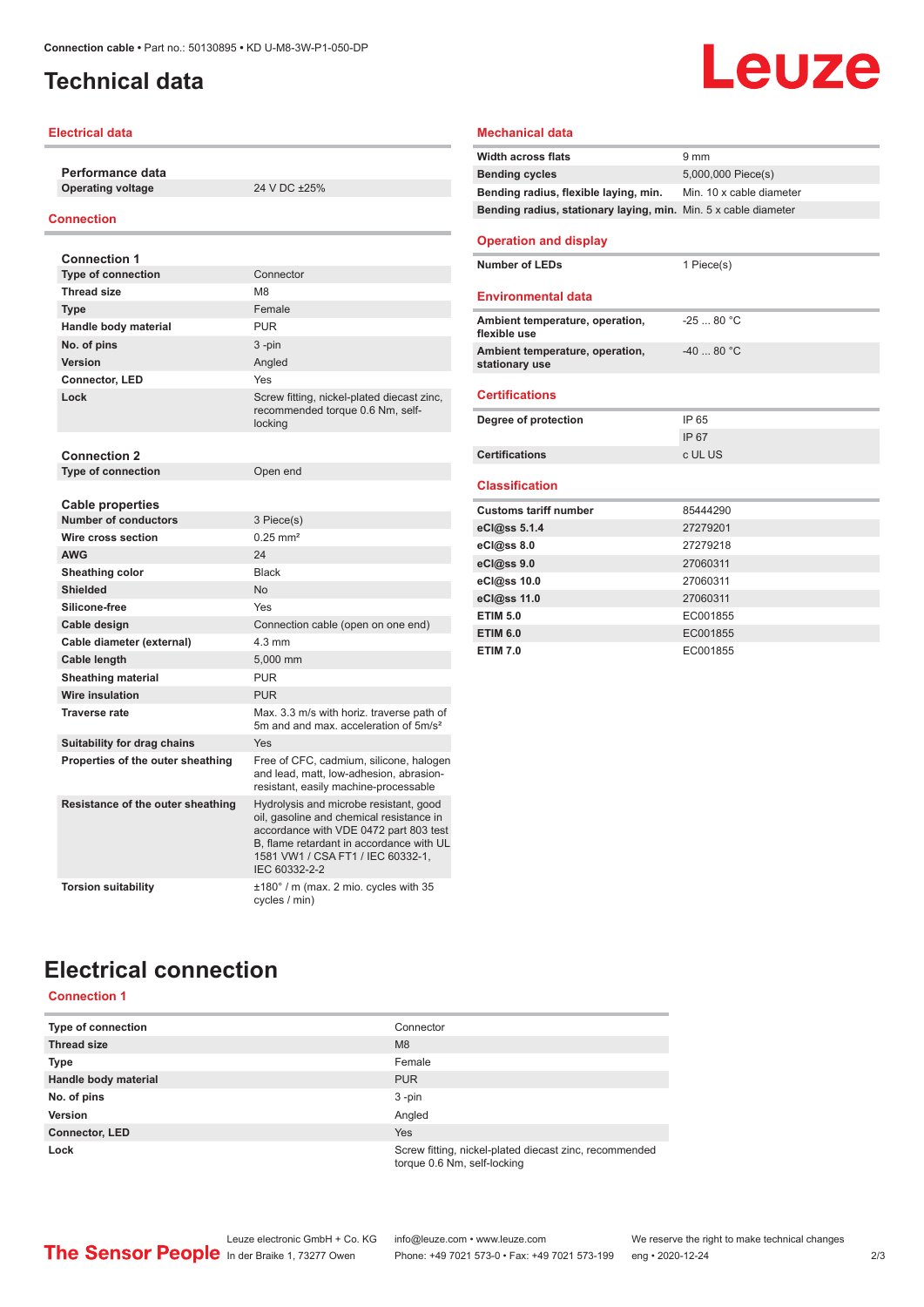Connection cable • Part no.: 50130895 • KD U-M8-3W-P1-050-DP

# Technical data

## Electrical data

**Performance data**

| | |
|---|---|
| **Operating voltage** | 24 V DC ±25% |

## Connection

**Connection 1**

| | |
|---|---|
| **Type of connection** | Connector |
| **Thread size** | M8 |
| **Type** | Female |
| **Handle body material** | PUR |
| **No. of pins** | 3 -pin |
| **Version** | Angled |
| **Connector, LED** | Yes |
| **Lock** | Screw fitting, nickel-plated diecast zinc, recommended torque 0.6 Nm, self-locking |

**Connection 2**

| | |
|---|---|
| **Type of connection** | Open end |

**Cable properties**

| | |
|---|---|
| **Number of conductors** | 3 Piece(s) |
| **Wire cross section** | 0.25 mm² |
| **AWG** | 24 |
| **Sheathing color** | Black |
| **Shielded** | No |
| **Silicone-free** | Yes |
| **Cable design** | Connection cable (open on one end) |
| **Cable diameter (external)** | 4.3 mm |
| **Cable length** | 5,000 mm |
| **Sheathing material** | PUR |
| **Wire insulation** | PUR |
| **Traverse rate** | Max. 3.3 m/s with horiz. traverse path of 5m and and max. acceleration of 5m/s² |
| **Suitability for drag chains** | Yes |
| **Properties of the outer sheathing** | Free of CFC, cadmium, silicone, halogen and lead, matt, low-adhesion, abrasion-resistant, easily machine-processable |
| **Resistance of the outer sheathing** | Hydrolysis and microbe resistant, good oil, gasoline and chemical resistance in accordance with VDE 0472 part 803 test B, flame retardant in accordance with UL 1581 VW1 / CSA FT1 / IEC 60332-1, IEC 60332-2-2 |
| **Torsion suitability** | ±180° / m (max. 2 mio. cycles with 35 cycles / min) |

## Mechanical data

| | |
|---|---|
| **Width across flats** | 9 mm |
| **Bending cycles** | 5,000,000 Piece(s) |
| **Bending radius, flexible laying, min.** | Min. 10 x cable diameter |
| **Bending radius, stationary laying, min.** | Min. 5 x cable diameter |

## Operation and display

| | |
|---|---|
| **Number of LEDs** | 1 Piece(s) |

## Environmental data

| | |
|---|---|
| **Ambient temperature, operation, flexible use** | -25 ... 80 °C |
| **Ambient temperature, operation, stationary use** | -40 ... 80 °C |

## Certifications

| | |
|---|---|
| **Degree of protection** | IP 65 |
| | IP 67 |
| **Certifications** | c UL US |

## Classification

| | |
|---|---|
| **Customs tariff number** | 85444290 |
| **eCl@ss 5.1.4** | 27279201 |
| **eCl@ss 8.0** | 27279218 |
| **eCl@ss 9.0** | 27060311 |
| **eCl@ss 10.0** | 27060311 |
| **eCl@ss 11.0** | 27060311 |
| **ETIM 5.0** | EC001855 |
| **ETIM 6.0** | EC001855 |
| **ETIM 7.0** | EC001855 |

# Electrical connection

## Connection 1

| | |
|---|---|
| **Type of connection** | Connector |
| **Thread size** | M8 |
| **Type** | Female |
| **Handle body material** | PUR |
| **No. of pins** | 3 -pin |
| **Version** | Angled |
| **Connector, LED** | Yes |
| **Lock** | Screw fitting, nickel-plated diecast zinc, recommended torque 0.6 Nm, self-locking |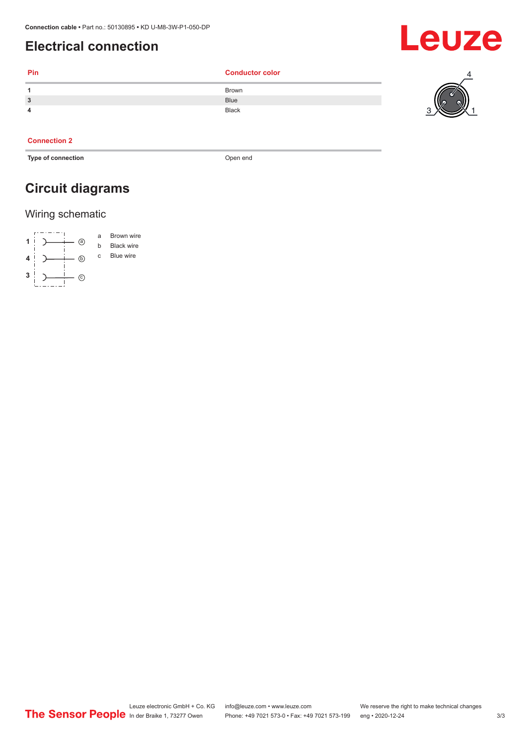## Electrical connection

| Pin | Conductor color |
|---|---|
| 1 | Brown |
| 3 | Blue |
| 4 | Black |

4

3 1

**Connection 2**

| | |
|---|---|
| **Type of connection** | Open end |

## Circuit diagrams

### Wiring schematic

1 ⓐ

4 ⓑ

3 ⓒ

a Brown wire

b Black wire

c Blue wire